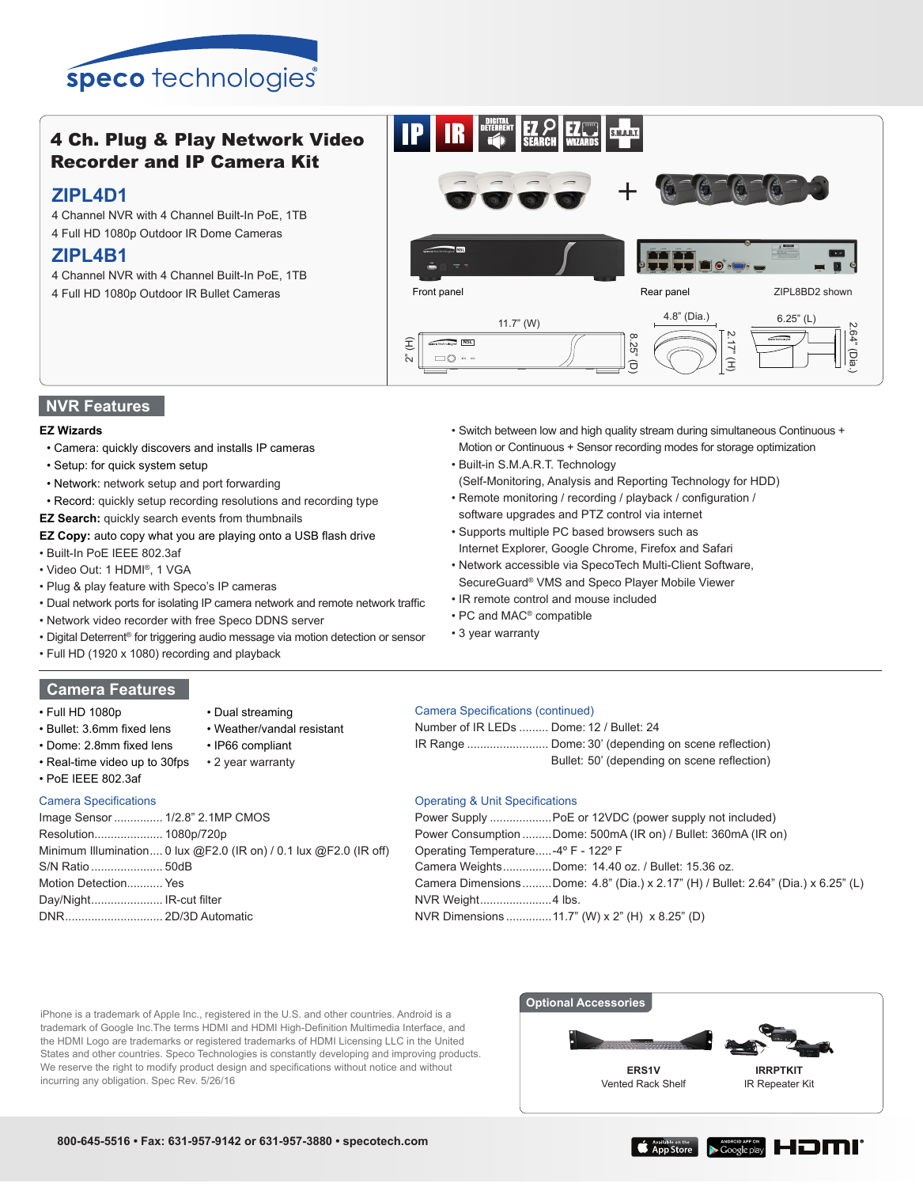speco technologies

# 4 Ch. Plug & Play Network Video Recorder and IP Camera Kit

## ZIPL4D1

4 Channel NVR with 4 Channel Built-In PoE, 1TB

4 Full HD 1080p Outdoor IR Dome Cameras

## ZIPL4B1

4 Channel NVR with 4 Channel Built-In PoE, 1TB

4 Full HD 1080p Outdoor IR Bullet Cameras

Front panel

Rear panel

ZIPL8BD2 shown

11.7" (W) · 2" (H) · 8.25" (D) · 4.8" (Dia.) · 2.17" (H) · 6.25" (L) · 2.64" (Dia.)

## NVR Features

**EZ Wizards**

- Camera: quickly discovers and installs IP cameras
- Setup: for quick system setup
- Network: network setup and port forwarding
- Record: quickly setup recording resolutions and recording type

**EZ Search:** quickly search events from thumbnails

**EZ Copy:** auto copy what you are playing onto a USB flash drive

- Built-In PoE IEEE 802.3af
- Video Out: 1 HDMI®, 1 VGA
- Plug & play feature with Speco's IP cameras
- Dual network ports for isolating IP camera network and remote network traffic
- Network video recorder with free Speco DDNS server
- Digital Deterrent® for triggering audio message via motion detection or sensor
- Full HD (1920 x 1080) recording and playback
- Switch between low and high quality stream during simultaneous Continuous + Motion or Continuous + Sensor recording modes for storage optimization
- Built-in S.M.A.R.T. Technology (Self-Monitoring, Analysis and Reporting Technology for HDD)
- Remote monitoring / recording / playback / configuration / software upgrades and PTZ control via internet
- Supports multiple PC based browsers such as Internet Explorer, Google Chrome, Firefox and Safari
- Network accessible via SpecoTech Multi-Client Software, SecureGuard® VMS and Speco Player Mobile Viewer
- IR remote control and mouse included
- PC and MAC® compatible
- 3 year warranty

## Camera Features

- Full HD 1080p
- Bullet: 3.6mm fixed lens
- Dome: 2.8mm fixed lens
- Real-time video up to 30fps
- PoE IEEE 802.3af
- Dual streaming
- Weather/vandal resistant
- IP66 compliant
- 2 year warranty

### Camera Specifications

| | |
|---|---|
| Image Sensor | 1/2.8" 2.1MP CMOS |
| Resolution | 1080p/720p |
| Minimum Illumination | 0 lux @F2.0 (IR on) / 0.1 lux @F2.0 (IR off) |
| S/N Ratio | 50dB |
| Motion Detection | Yes |
| Day/Night | IR-cut filter |
| DNR | 2D/3D Automatic |

### Camera Specifications (continued)

| | |
|---|---|
| Number of IR LEDs | Dome: 12 / Bullet: 24 |
| IR Range | Dome: 30' (depending on scene reflection)<br>Bullet: 50' (depending on scene reflection) |

### Operating & Unit Specifications

| | |
|---|---|
| Power Supply | PoE or 12VDC (power supply not included) |
| Power Consumption | Dome: 500mA (IR on) / Bullet: 360mA (IR on) |
| Operating Temperature | -4º F - 122º F |
| Camera Weights | Dome: 14.40 oz. / Bullet: 15.36 oz. |
| Camera Dimensions | Dome: 4.8" (Dia.) x 2.17" (H) / Bullet: 2.64" (Dia.) x 6.25" (L) |
| NVR Weight | 4 lbs. |
| NVR Dimensions | 11.7" (W) x 2" (H) x 8.25" (D) |

iPhone is a trademark of Apple Inc., registered in the U.S. and other countries. Android is a trademark of Google Inc.The terms HDMI and HDMI High-Definition Multimedia Interface, and the HDMI Logo are trademarks or registered trademarks of HDMI Licensing LLC in the United States and other countries. Speco Technologies is constantly developing and improving products. We reserve the right to modify product design and specifications without notice and without incurring any obligation. Spec Rev. 5/26/16

## Optional Accessories

**ERS1V**
Vented Rack Shelf

**IRRPTKIT**
IR Repeater Kit

800-645-5516 • Fax: 631-957-9142 or 631-957-3880 • specotech.com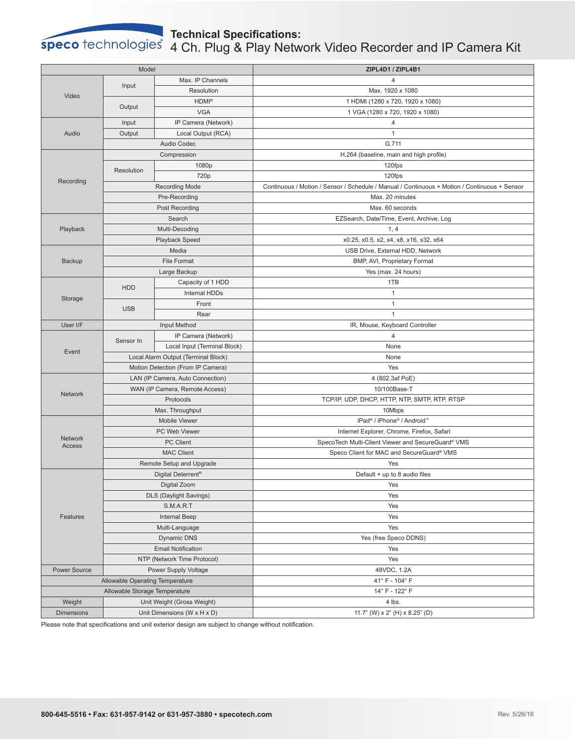# Technical Specifications:

## 4 Ch. Plug & Play Network Video Recorder and IP Camera Kit

| Model | | | ZIPL4D1 / ZIPL4B1 |
|---|---|---|---|
| Video | Input | Max. IP Channels | 4 |
| | | Resolution | Max. 1920 x 1080 |
| | Output | HDMI® | 1 HDMI (1280 x 720, 1920 x 1080) |
| | | VGA | 1 VGA (1280 x 720, 1920 x 1080) |
| Audio | Input | IP Camera (Network) | 4 |
| | Output | Local Output (RCA) | 1 |
| | Audio Codec | | G.711 |
| Recording | Compression | | H.264 (baseline, main and high profile) |
| | Resolution | 1080p | 120fps |
| | | 720p | 120fps |
| | Recording Mode | | Continuous / Motion / Sensor / Schedule / Manual / Continuous + Motion / Continuous + Sensor |
| | Pre-Recording | | Max. 20 minutes |
| | Post Recording | | Max. 60 seconds |
| Playback | Search | | EZSearch, Date/Time, Event, Archive, Log |
| | Multi-Decoding | | 1, 4 |
| | Playback Speed | | x0.25, x0.5, x2, x4, x8, x16, x32, x64 |
| Backup | Media | | USB Drive, External HDD, Network |
| | File Format | | BMP, AVI, Proprietary Format |
| | Large Backup | | Yes (max. 24 hours) |
| Storage | HDD | Capacity of 1 HDD | 1TB |
| | | Internal HDDs | 1 |
| | USB | Front | 1 |
| | | Rear | 1 |
| User I/F | Input Method | | IR, Mouse, Keyboard Controller |
| Event | Sensor In | IP Camera (Network) | 4 |
| | | Local Input (Terminal Block) | None |
| | Local Alarm Output (Terminal Block) | | None |
| | Motion Detection (From IP Camera) | | Yes |
| Network | LAN (IP Camera, Auto Connection) | | 4 (802.3af PoE) |
| | WAN (IP Camera, Remote Access) | | 10/100Base-T |
| | Protocols | | TCP/IP, UDP, DHCP, HTTP, NTP, SMTP, RTP, RTSP |
| | Max. Throughput | | 10Mbps |
| Network Access | Mobile Viewer | | iPad® / iPhone® / Android™ |
| | PC Web Viewer | | Internet Explorer, Chrome, Firefox, Safari |
| | PC Client | | SpecoTech Multi-Client Viewer and SecureGuard® VMS |
| | MAC Client | | Speco Client for MAC and SecureGuard® VMS |
| | Remote Setup and Upgrade | | Yes |
| Features | Digital Deterrent® | | Default + up to 8 audio files |
| | Digital Zoom | | Yes |
| | DLS (Daylight Savings) | | Yes |
| | S.M.A.R.T | | Yes |
| | Internal Beep | | Yes |
| | Multi-Language | | Yes |
| | Dynamic DNS | | Yes (free Speco DDNS) |
| | Email Notification | | Yes |
| | NTP (Network Time Protocol) | | Yes |
| Power Source | Power Supply Voltage | | 48VDC, 1.2A |
| Allowable Operating Temperature | | | 41° F - 104° F |
| Allowable Storage Temperature | | | 14° F - 122° F |
| Weight | Unit Weight (Gross Weight) | | 4 lbs. |
| Dimensions | Unit Dimensions (W x H x D) | | 11.7" (W) x 2" (H) x 8.25" (D) |

Please note that specifications and unit exterior design are subject to change without notification.

**800-645-5516 • Fax: 631-957-9142 or 631-957-3880 • specotech.com**

Rev. 5/26/16